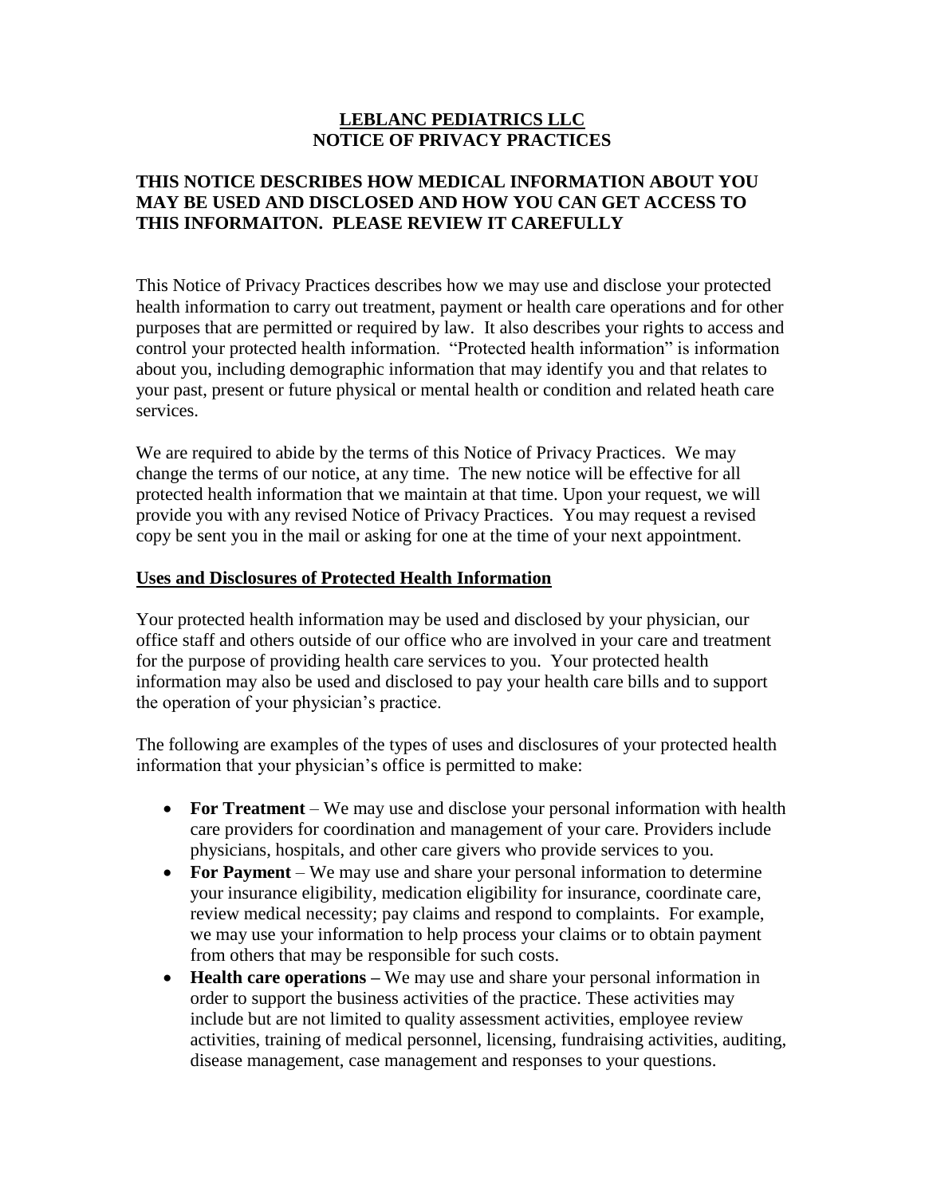# LEBLANC PEDIATRICS LLC
# NOTICE OF PRIVACY PRACTICES

## THIS NOTICE DESCRIBES HOW MEDICAL INFORMATION ABOUT YOU MAY BE USED AND DISCLOSED AND HOW YOU CAN GET ACCESS TO THIS INFORMAITON. PLEASE REVIEW IT CAREFULLY

This Notice of Privacy Practices describes how we may use and disclose your protected health information to carry out treatment, payment or health care operations and for other purposes that are permitted or required by law. It also describes your rights to access and control your protected health information. "Protected health information" is information about you, including demographic information that may identify you and that relates to your past, present or future physical or mental health or condition and related heath care services.

We are required to abide by the terms of this Notice of Privacy Practices. We may change the terms of our notice, at any time. The new notice will be effective for all protected health information that we maintain at that time. Upon your request, we will provide you with any revised Notice of Privacy Practices. You may request a revised copy be sent you in the mail or asking for one at the time of your next appointment.

## Uses and Disclosures of Protected Health Information

Your protected health information may be used and disclosed by your physician, our office staff and others outside of our office who are involved in your care and treatment for the purpose of providing health care services to you. Your protected health information may also be used and disclosed to pay your health care bills and to support the operation of your physician's practice.

The following are examples of the types of uses and disclosures of your protected health information that your physician's office is permitted to make:

- **For Treatment** – We may use and disclose your personal information with health care providers for coordination and management of your care. Providers include physicians, hospitals, and other care givers who provide services to you.
- **For Payment** – We may use and share your personal information to determine your insurance eligibility, medication eligibility for insurance, coordinate care, review medical necessity; pay claims and respond to complaints. For example, we may use your information to help process your claims or to obtain payment from others that may be responsible for such costs.
- **Health care operations –** We may use and share your personal information in order to support the business activities of the practice. These activities may include but are not limited to quality assessment activities, employee review activities, training of medical personnel, licensing, fundraising activities, auditing, disease management, case management and responses to your questions.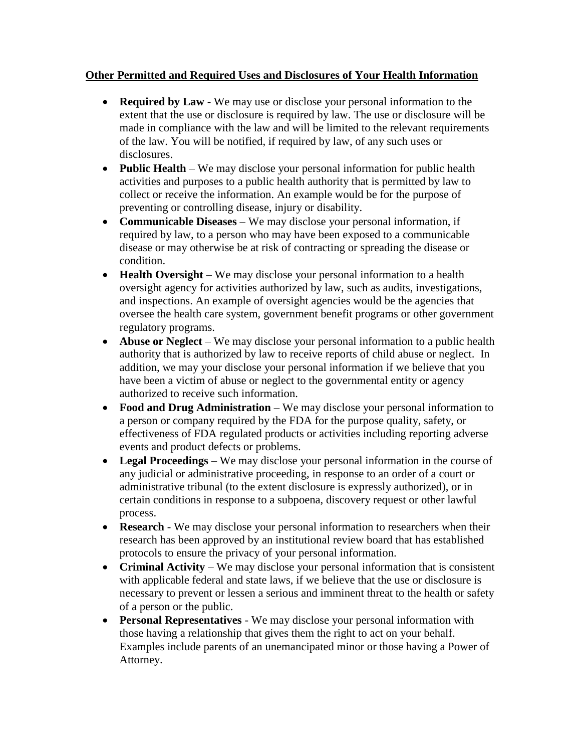**Other Permitted and Required Uses and Disclosures of Your Health Information**

- **Required by Law** - We may use or disclose your personal information to the extent that the use or disclosure is required by law. The use or disclosure will be made in compliance with the law and will be limited to the relevant requirements of the law. You will be notified, if required by law, of any such uses or disclosures.
- **Public Health** – We may disclose your personal information for public health activities and purposes to a public health authority that is permitted by law to collect or receive the information. An example would be for the purpose of preventing or controlling disease, injury or disability.
- **Communicable Diseases** – We may disclose your personal information, if required by law, to a person who may have been exposed to a communicable disease or may otherwise be at risk of contracting or spreading the disease or condition.
- **Health Oversight** – We may disclose your personal information to a health oversight agency for activities authorized by law, such as audits, investigations, and inspections. An example of oversight agencies would be the agencies that oversee the health care system, government benefit programs or other government regulatory programs.
- **Abuse or Neglect** – We may disclose your personal information to a public health authority that is authorized by law to receive reports of child abuse or neglect. In addition, we may your disclose your personal information if we believe that you have been a victim of abuse or neglect to the governmental entity or agency authorized to receive such information.
- **Food and Drug Administration** – We may disclose your personal information to a person or company required by the FDA for the purpose quality, safety, or effectiveness of FDA regulated products or activities including reporting adverse events and product defects or problems.
- **Legal Proceedings** – We may disclose your personal information in the course of any judicial or administrative proceeding, in response to an order of a court or administrative tribunal (to the extent disclosure is expressly authorized), or in certain conditions in response to a subpoena, discovery request or other lawful process.
- **Research** - We may disclose your personal information to researchers when their research has been approved by an institutional review board that has established protocols to ensure the privacy of your personal information.
- **Criminal Activity** – We may disclose your personal information that is consistent with applicable federal and state laws, if we believe that the use or disclosure is necessary to prevent or lessen a serious and imminent threat to the health or safety of a person or the public.
- **Personal Representatives** - We may disclose your personal information with those having a relationship that gives them the right to act on your behalf. Examples include parents of an unemancipated minor or those having a Power of Attorney.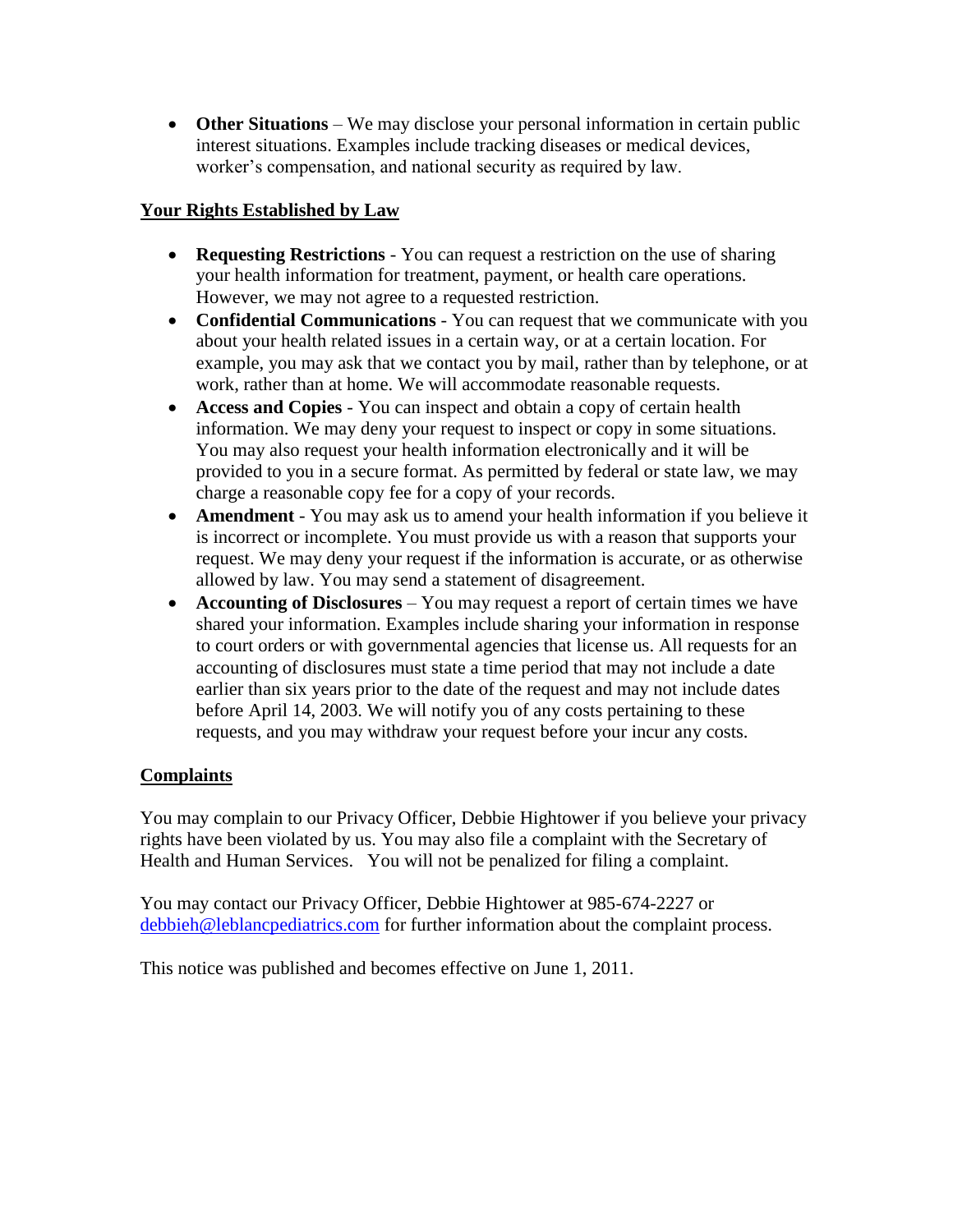- **Other Situations** – We may disclose your personal information in certain public interest situations. Examples include tracking diseases or medical devices, worker's compensation, and national security as required by law.

**Your Rights Established by Law**

- **Requesting Restrictions** - You can request a restriction on the use of sharing your health information for treatment, payment, or health care operations. However, we may not agree to a requested restriction.
- **Confidential Communications** - You can request that we communicate with you about your health related issues in a certain way, or at a certain location. For example, you may ask that we contact you by mail, rather than by telephone, or at work, rather than at home. We will accommodate reasonable requests.
- **Access and Copies** - You can inspect and obtain a copy of certain health information. We may deny your request to inspect or copy in some situations. You may also request your health information electronically and it will be provided to you in a secure format. As permitted by federal or state law, we may charge a reasonable copy fee for a copy of your records.
- **Amendment** - You may ask us to amend your health information if you believe it is incorrect or incomplete. You must provide us with a reason that supports your request. We may deny your request if the information is accurate, or as otherwise allowed by law. You may send a statement of disagreement.
- **Accounting of Disclosures** – You may request a report of certain times we have shared your information. Examples include sharing your information in response to court orders or with governmental agencies that license us. All requests for an accounting of disclosures must state a time period that may not include a date earlier than six years prior to the date of the request and may not include dates before April 14, 2003. We will notify you of any costs pertaining to these requests, and you may withdraw your request before your incur any costs.

**Complaints**

You may complain to our Privacy Officer, Debbie Hightower if you believe your privacy rights have been violated by us. You may also file a complaint with the Secretary of Health and Human Services. You will not be penalized for filing a complaint.

You may contact our Privacy Officer, Debbie Hightower at 985-674-2227 or [debbieh@leblancpediatrics.com](mailto:debbieh@leblancpediatrics.com) for further information about the complaint process.

This notice was published and becomes effective on June 1, 2011.